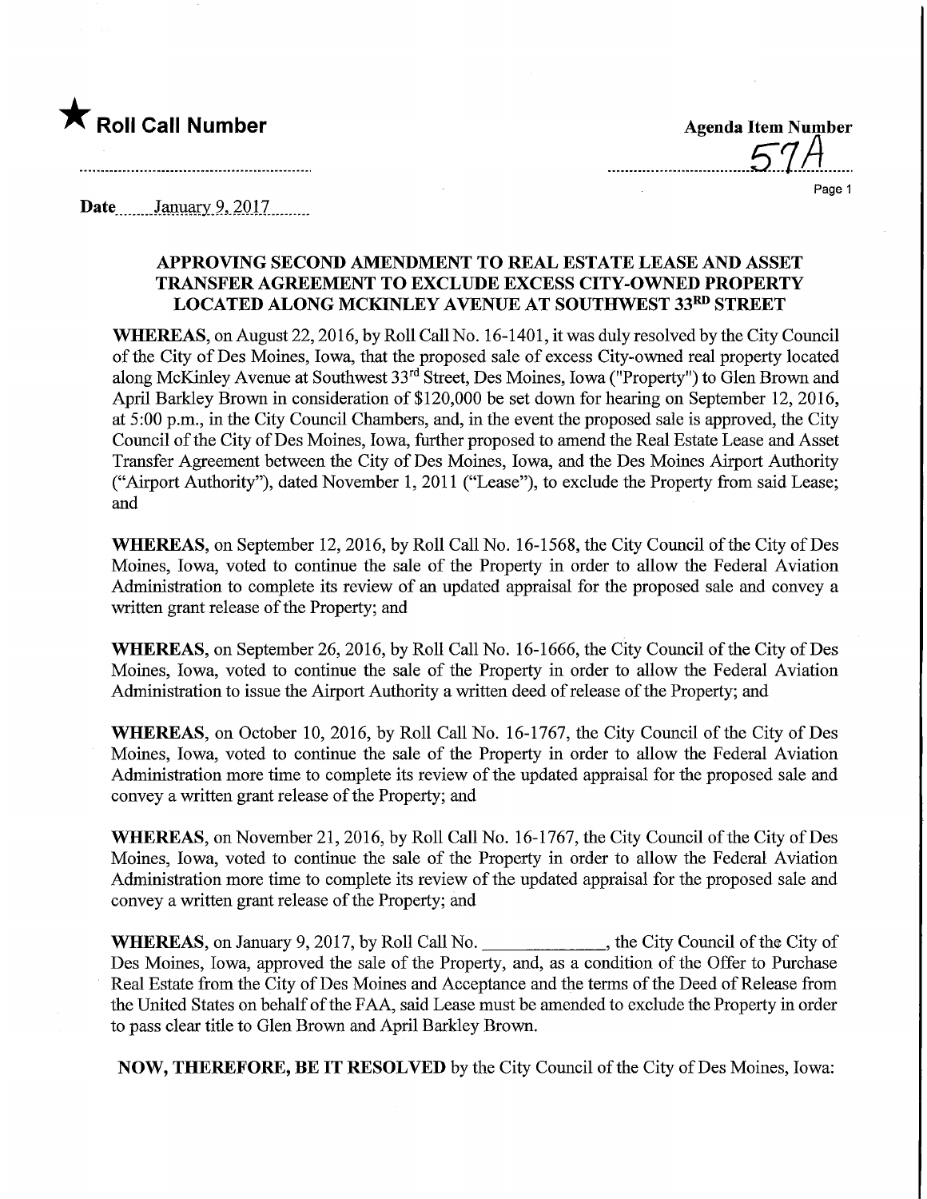★ **Roll Call Number**

**Agenda Item Number** 57A

**Date** January 9, 2017

**APPROVING SECOND AMENDMENT TO REAL ESTATE LEASE AND ASSET TRANSFER AGREEMENT TO EXCLUDE EXCESS CITY-OWNED PROPERTY LOCATED ALONG MCKINLEY AVENUE AT SOUTHWEST 33RD STREET**

**WHEREAS**, on August 22, 2016, by Roll Call No. 16-1401, it was duly resolved by the City Council of the City of Des Moines, Iowa, that the proposed sale of excess City-owned real property located along McKinley Avenue at Southwest 33rd Street, Des Moines, Iowa ("Property") to Glen Brown and April Barkley Brown in consideration of $120,000 be set down for hearing on September 12, 2016, at 5:00 p.m., in the City Council Chambers, and, in the event the proposed sale is approved, the City Council of the City of Des Moines, Iowa, further proposed to amend the Real Estate Lease and Asset Transfer Agreement between the City of Des Moines, Iowa, and the Des Moines Airport Authority ("Airport Authority"), dated November 1, 2011 ("Lease"), to exclude the Property from said Lease; and

**WHEREAS**, on September 12, 2016, by Roll Call No. 16-1568, the City Council of the City of Des Moines, Iowa, voted to continue the sale of the Property in order to allow the Federal Aviation Administration to complete its review of an updated appraisal for the proposed sale and convey a written grant release of the Property; and

**WHEREAS**, on September 26, 2016, by Roll Call No. 16-1666, the City Council of the City of Des Moines, Iowa, voted to continue the sale of the Property in order to allow the Federal Aviation Administration to issue the Airport Authority a written deed of release of the Property; and

**WHEREAS**, on October 10, 2016, by Roll Call No. 16-1767, the City Council of the City of Des Moines, Iowa, voted to continue the sale of the Property in order to allow the Federal Aviation Administration more time to complete its review of the updated appraisal for the proposed sale and convey a written grant release of the Property; and

**WHEREAS**, on November 21, 2016, by Roll Call No. 16-1767, the City Council of the City of Des Moines, Iowa, voted to continue the sale of the Property in order to allow the Federal Aviation Administration more time to complete its review of the updated appraisal for the proposed sale and convey a written grant release of the Property; and

**WHEREAS**, on January 9, 2017, by Roll Call No. ______________, the City Council of the City of Des Moines, Iowa, approved the sale of the Property, and, as a condition of the Offer to Purchase Real Estate from the City of Des Moines and Acceptance and the terms of the Deed of Release from the United States on behalf of the FAA, said Lease must be amended to exclude the Property in order to pass clear title to Glen Brown and April Barkley Brown.

**NOW, THEREFORE, BE IT RESOLVED** by the City Council of the City of Des Moines, Iowa: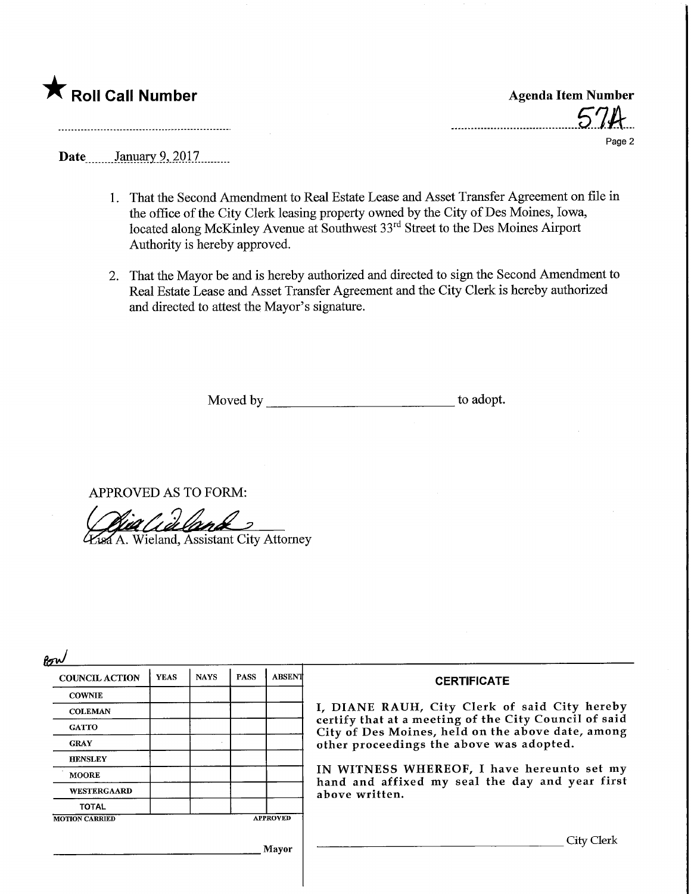★ **Roll Call Number**

**Agenda Item Number**

57A

**Date** January 9, 2017

1. That the Second Amendment to Real Estate Lease and Asset Transfer Agreement on file in the office of the City Clerk leasing property owned by the City of Des Moines, Iowa, located along McKinley Avenue at Southwest 33rd Street to the Des Moines Airport Authority is hereby approved.

2. That the Mayor be and is hereby authorized and directed to sign the Second Amendment to Real Estate Lease and Asset Transfer Agreement and the City Clerk is hereby authorized and directed to attest the Mayor's signature.

Moved by ____________________________ to adopt.

APPROVED AS TO FORM:

Lisa A. Wieland, Assistant City Attorney

| COUNCIL ACTION | YEAS | NAYS | PASS | ABSENT |
|---|---|---|---|---|
| COWNIE | | | | |
| COLEMAN | | | | |
| GATTO | | | | |
| GRAY | | | | |
| HENSLEY | | | | |
| MOORE | | | | |
| WESTERGAARD | | | | |
| TOTAL | | | | |

MOTION CARRIED APPROVED

____________________________ Mayor

**CERTIFICATE**

I, DIANE RAUH, City Clerk of said City hereby certify that at a meeting of the City Council of said City of Des Moines, held on the above date, among other proceedings the above was adopted.

IN WITNESS WHEREOF, I have hereunto set my hand and affixed my seal the day and year first above written.

____________________________ City Clerk